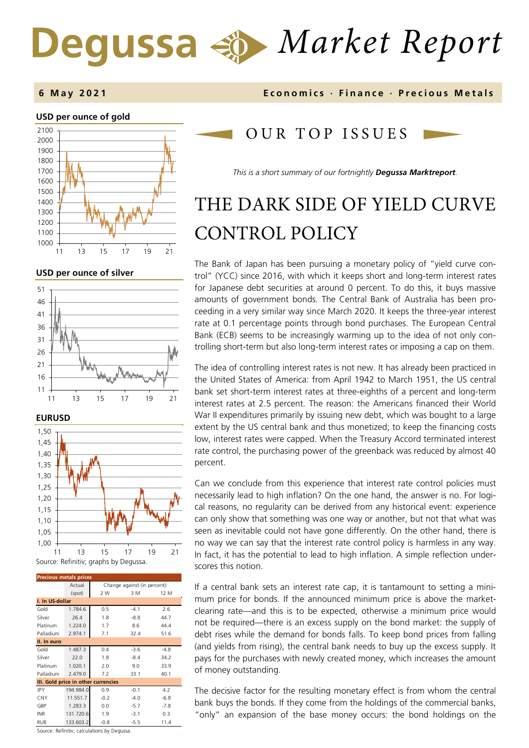# Degussa Market Report

**6 May 2021** — **Economics · Finance · Precious Metals**

**USD per ounce of gold**

**USD per ounce of silver**

**EURUSD**

Source: Refinitiv; graphs by Degussa.

| Precious metals prices | Actual (spot) | Change against (in percent): 2 W | 3 M | 12 M |
|---|---|---|---|---|
| **I. In US-dollar** | | | | |
| Gold | 1.784.6 | 0.5 | -4.1 | 2.6 |
| Silver | 26.4 | 1.8 | -8.8 | 44.7 |
| Platinum | 1.224.0 | 1.7 | 8.6 | 44.4 |
| Palladium | 2.974.1 | 7.1 | 32.4 | 51.6 |
| **II. In euro** | | | | |
| Gold | 1.487.3 | 0.4 | -3.6 | -4.8 |
| Silver | 22.0 | 1.8 | -8.4 | 34.2 |
| Platinum | 1.020.1 | 2.0 | 9.0 | 33.9 |
| Palladium | 2.479.0 | 7.2 | 33.1 | 40.1 |
| **III. Gold price in other currencies** | | | | |
| JPY | 194.984.0 | 0.9 | -0.1 | 4.2 |
| CNY | 11.551.7 | -0.2 | -4.0 | -6.8 |
| GBP | 1.283.3 | 0.0 | -5.7 | -7.8 |
| INR | 131.720.6 | 1.9 | -3.1 | 0.3 |
| RUB | 133.603.2 | -0.8 | -5.5 | 11.4 |

Source: Refinitiv; calculations by Degussa.

## OUR TOP ISSUES

*This is a short summary of our fortnightly **Degussa Marktreport**.*

# THE DARK SIDE OF YIELD CURVE CONTROL POLICY

The Bank of Japan has been pursuing a monetary policy of "yield curve control" (YCC) since 2016, with which it keeps short and long-term interest rates for Japanese debt securities at around 0 percent. To do this, it buys massive amounts of government bonds. The Central Bank of Australia has been proceeding in a very similar way since March 2020. It keeps the three-year interest rate at 0.1 percentage points through bond purchases. The European Central Bank (ECB) seems to be increasingly warming up to the idea of not only controlling short-term but also long-term interest rates or imposing a cap on them.

The idea of controlling interest rates is not new. It has already been practiced in the United States of America: from April 1942 to March 1951, the US central bank set short-term interest rates at three-eighths of a percent and long-term interest rates at 2.5 percent. The reason: the Americans financed their World War II expenditures primarily by issuing new debt, which was bought to a large extent by the US central bank and thus monetized; to keep the financing costs low, interest rates were capped. When the Treasury Accord terminated interest rate control, the purchasing power of the greenback was reduced by almost 40 percent.

Can we conclude from this experience that interest rate control policies must necessarily lead to high inflation? On the one hand, the answer is no. For logical reasons, no regularity can be derived from any historical event: experience can only show that something was one way or another, but not that what was seen as inevitable could not have gone differently. On the other hand, there is no way we can say that the interest rate control policy is harmless in any way. In fact, it has the potential to lead to high inflation. A simple reflection underscores this notion.

If a central bank sets an interest rate cap, it is tantamount to setting a minimum price for bonds. If the announced minimum price is above the market-clearing rate—and this is to be expected, otherwise a minimum price would not be required—there is an excess supply on the bond market: the supply of debt rises while the demand for bonds falls. To keep bond prices from falling (and yields from rising), the central bank needs to buy up the excess supply. It pays for the purchases with newly created money, which increases the amount of money outstanding.

The decisive factor for the resulting monetary effect is from whom the central bank buys the bonds. If they come from the holdings of the commercial banks, "only" an expansion of the base money occurs: the bond holdings on the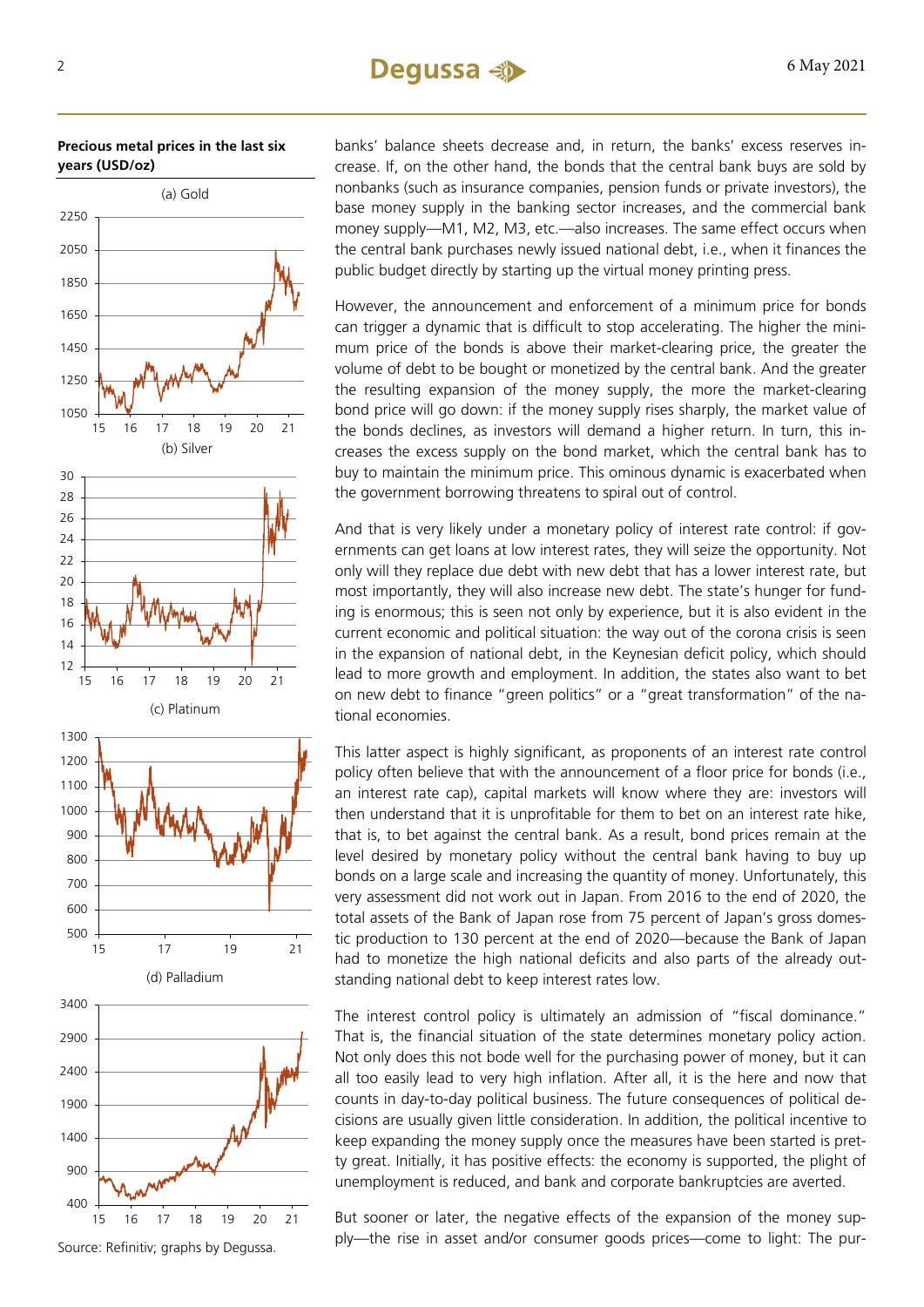**Precious metal prices in the last six years (USD/oz)**

(a) Gold

(b) Silver

(c) Platinum

(d) Palladium

Source: Refinitiv; graphs by Degussa.

banks' balance sheets decrease and, in return, the banks' excess reserves increase. If, on the other hand, the bonds that the central bank buys are sold by nonbanks (such as insurance companies, pension funds or private investors), the base money supply in the banking sector increases, and the commercial bank money supply—M1, M2, M3, etc.—also increases. The same effect occurs when the central bank purchases newly issued national debt, i.e., when it finances the public budget directly by starting up the virtual money printing press.

However, the announcement and enforcement of a minimum price for bonds can trigger a dynamic that is difficult to stop accelerating. The higher the minimum price of the bonds is above their market-clearing price, the greater the volume of debt to be bought or monetized by the central bank. And the greater the resulting expansion of the money supply, the more the market-clearing bond price will go down: if the money supply rises sharply, the market value of the bonds declines, as investors will demand a higher return. In turn, this increases the excess supply on the bond market, which the central bank has to buy to maintain the minimum price. This ominous dynamic is exacerbated when the government borrowing threatens to spiral out of control.

And that is very likely under a monetary policy of interest rate control: if governments can get loans at low interest rates, they will seize the opportunity. Not only will they replace due debt with new debt that has a lower interest rate, but most importantly, they will also increase new debt. The state's hunger for funding is enormous; this is seen not only by experience, but it is also evident in the current economic and political situation: the way out of the corona crisis is seen in the expansion of national debt, in the Keynesian deficit policy, which should lead to more growth and employment. In addition, the states also want to bet on new debt to finance "green politics" or a "great transformation" of the national economies.

This latter aspect is highly significant, as proponents of an interest rate control policy often believe that with the announcement of a floor price for bonds (i.e., an interest rate cap), capital markets will know where they are: investors will then understand that it is unprofitable for them to bet on an interest rate hike, that is, to bet against the central bank. As a result, bond prices remain at the level desired by monetary policy without the central bank having to buy up bonds on a large scale and increasing the quantity of money. Unfortunately, this very assessment did not work out in Japan. From 2016 to the end of 2020, the total assets of the Bank of Japan rose from 75 percent of Japan's gross domestic production to 130 percent at the end of 2020—because the Bank of Japan had to monetize the high national deficits and also parts of the already outstanding national debt to keep interest rates low.

The interest control policy is ultimately an admission of "fiscal dominance." That is, the financial situation of the state determines monetary policy action. Not only does this not bode well for the purchasing power of money, but it can all too easily lead to very high inflation. After all, it is the here and now that counts in day-to-day political business. The future consequences of political decisions are usually given little consideration. In addition, the political incentive to keep expanding the money supply once the measures have been started is pretty great. Initially, it has positive effects: the economy is supported, the plight of unemployment is reduced, and bank and corporate bankruptcies are averted.

But sooner or later, the negative effects of the expansion of the money supply—the rise in asset and/or consumer goods prices—come to light: The pur-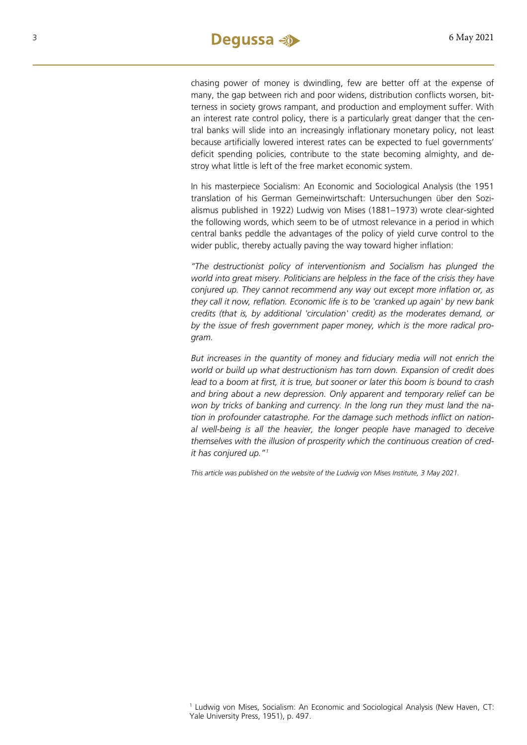chasing power of money is dwindling, few are better off at the expense of many, the gap between rich and poor widens, distribution conflicts worsen, bitterness in society grows rampant, and production and employment suffer. With an interest rate control policy, there is a particularly great danger that the central banks will slide into an increasingly inflationary monetary policy, not least because artificially lowered interest rates can be expected to fuel governments' deficit spending policies, contribute to the state becoming almighty, and destroy what little is left of the free market economic system.

In his masterpiece Socialism: An Economic and Sociological Analysis (the 1951 translation of his German Gemeinwirtschaft: Untersuchungen über den Sozialismus published in 1922) Ludwig von Mises (1881–1973) wrote clear-sighted the following words, which seem to be of utmost relevance in a period in which central banks peddle the advantages of the policy of yield curve control to the wider public, thereby actually paving the way toward higher inflation:

*"The destructionist policy of interventionism and Socialism has plunged the world into great misery. Politicians are helpless in the face of the crisis they have conjured up. They cannot recommend any way out except more inflation or, as they call it now, reflation. Economic life is to be 'cranked up again' by new bank credits (that is, by additional 'circulation' credit) as the moderates demand, or by the issue of fresh government paper money, which is the more radical program.*

*But increases in the quantity of money and fiduciary media will not enrich the world or build up what destructionism has torn down. Expansion of credit does lead to a boom at first, it is true, but sooner or later this boom is bound to crash and bring about a new depression. Only apparent and temporary relief can be won by tricks of banking and currency. In the long run they must land the nation in profounder catastrophe. For the damage such methods inflict on national well-being is all the heavier, the longer people have managed to deceive themselves with the illusion of prosperity which the continuous creation of credit has conjured up."*[1]

*This article was published on the website of the Ludwig von Mises Institute, 3 May 2021.*

[1] Ludwig von Mises, Socialism: An Economic and Sociological Analysis (New Haven, CT: Yale University Press, 1951), p. 497.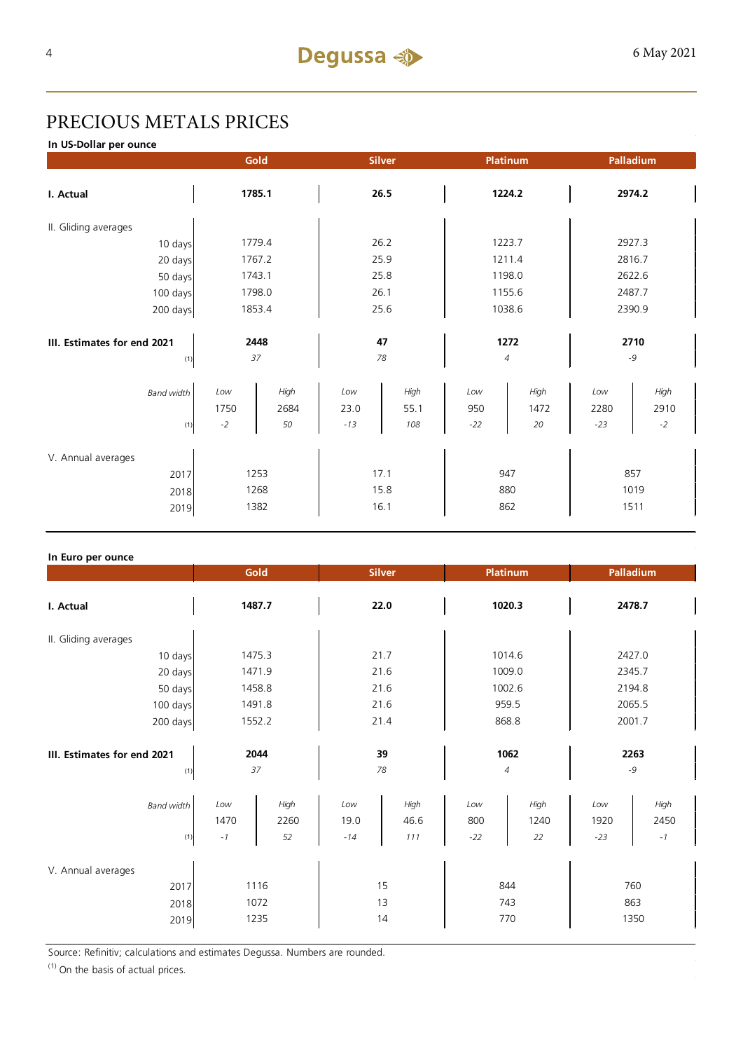# PRECIOUS METALS PRICES

**In US-Dollar per ounce**

| | Gold | | Silver | | Platinum | | Palladium | |
|---|---|---|---|---|---|---|---|---|
| **I. Actual** | **1785.1** | | **26.5** | | **1224.2** | | **2974.2** | |
| II. Gliding averages | | | | | | | | |
| 10 days | 1779.4 | | 26.2 | | 1223.7 | | 2927.3 | |
| 20 days | 1767.2 | | 25.9 | | 1211.4 | | 2816.7 | |
| 50 days | 1743.1 | | 25.8 | | 1198.0 | | 2622.6 | |
| 100 days | 1798.0 | | 26.1 | | 1155.6 | | 2487.7 | |
| 200 days | 1853.4 | | 25.6 | | 1038.6 | | 2390.9 | |
| **III. Estimates for end 2021** | **2448** | | **47** | | **1272** | | **2710** | |
| (1) | *37* | | *78* | | *4* | | *-9* | |
| *Band width* | *Low* | *High* | *Low* | *High* | *Low* | *High* | *Low* | *High* |
| | 1750 | 2684 | 23.0 | 55.1 | 950 | 1472 | 2280 | 2910 |
| (1) | *-2* | *50* | *-13* | *108* | *-22* | *20* | *-23* | *-2* |
| V. Annual averages | | | | | | | | |
| 2017 | 1253 | | 17.1 | | 947 | | 857 | |
| 2018 | 1268 | | 15.8 | | 880 | | 1019 | |
| 2019 | 1382 | | 16.1 | | 862 | | 1511 | |

**In Euro per ounce**

| | Gold | | Silver | | Platinum | | Palladium | |
|---|---|---|---|---|---|---|---|---|
| **I. Actual** | **1487.7** | | **22.0** | | **1020.3** | | **2478.7** | |
| II. Gliding averages | | | | | | | | |
| 10 days | 1475.3 | | 21.7 | | 1014.6 | | 2427.0 | |
| 20 days | 1471.9 | | 21.6 | | 1009.0 | | 2345.7 | |
| 50 days | 1458.8 | | 21.6 | | 1002.6 | | 2194.8 | |
| 100 days | 1491.8 | | 21.6 | | 959.5 | | 2065.5 | |
| 200 days | 1552.2 | | 21.4 | | 868.8 | | 2001.7 | |
| **III. Estimates for end 2021** | **2044** | | **39** | | **1062** | | **2263** | |
| (1) | *37* | | *78* | | *4* | | *-9* | |
| *Band width* | *Low* | *High* | *Low* | *High* | *Low* | *High* | *Low* | *High* |
| | 1470 | 2260 | 19.0 | 46.6 | 800 | 1240 | 1920 | 2450 |
| (1) | *-1* | *52* | *-14* | *111* | *-22* | *22* | *-23* | *-1* |
| V. Annual averages | | | | | | | | |
| 2017 | 1116 | | 15 | | 844 | | 760 | |
| 2018 | 1072 | | 13 | | 743 | | 863 | |
| 2019 | 1235 | | 14 | | 770 | | 1350 | |

Source: Refinitiv; calculations and estimates Degussa. Numbers are rounded.

(1) On the basis of actual prices.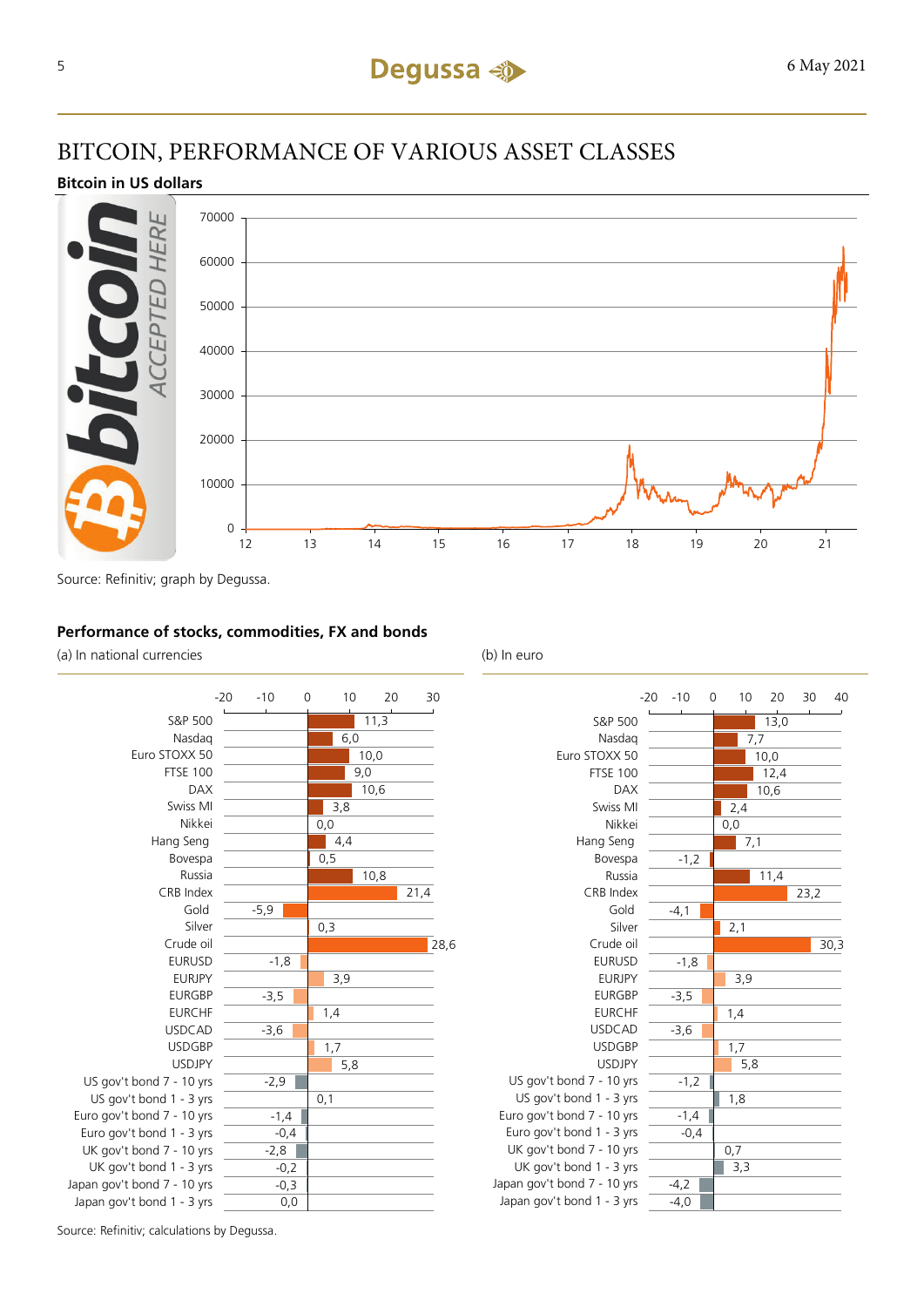# BITCOIN, PERFORMANCE OF VARIOUS ASSET CLASSES

**Bitcoin in US dollars**

Source: Refinitiv; graph by Degussa.

**Performance of stocks, commodities, FX and bonds**

| | (a) In national currencies | (b) In euro |
|---|---|---|
| S&P 500 | 11,3 | 13,0 |
| Nasdaq | 6,0 | 7,7 |
| Euro STOXX 50 | 10,0 | 10,0 |
| FTSE 100 | 9,0 | 12,4 |
| DAX | 10,6 | 10,6 |
| Swiss MI | 3,8 | 2,4 |
| Nikkei | 0,0 | 0,0 |
| Hang Seng | 4,4 | 7,1 |
| Bovespa | 0,5 | -1,2 |
| Russia | 10,8 | 11,4 |
| CRB Index | 21,4 | 23,2 |
| Gold | -5,9 | -4,1 |
| Silver | 0,3 | 2,1 |
| Crude oil | 28,6 | 30,3 |
| EURUSD | -1,8 | -1,8 |
| EURJPY | 3,9 | 3,9 |
| EURGBP | -3,5 | -3,5 |
| EURCHF | 1,4 | 1,4 |
| USDCAD | -3,6 | -3,6 |
| USDGBP | 1,7 | 1,7 |
| USDJPY | 5,8 | 5,8 |
| US gov't bond 7 - 10 yrs | -2,9 | -1,2 |
| US gov't bond 1 - 3 yrs | 0,1 | 1,8 |
| Euro gov't bond 7 - 10 yrs | -1,4 | -1,4 |
| Euro gov't bond 1 - 3 yrs | -0,4 | -0,4 |
| UK gov't bond 7 - 10 yrs | -2,8 | 0,7 |
| UK gov't bond 1 - 3 yrs | -0,2 | 3,3 |
| Japan gov't bond 7 - 10 yrs | -0,3 | -4,2 |
| Japan gov't bond 1 - 3 yrs | 0,0 | -4,0 |

Source: Refinitiv; calculations by Degussa.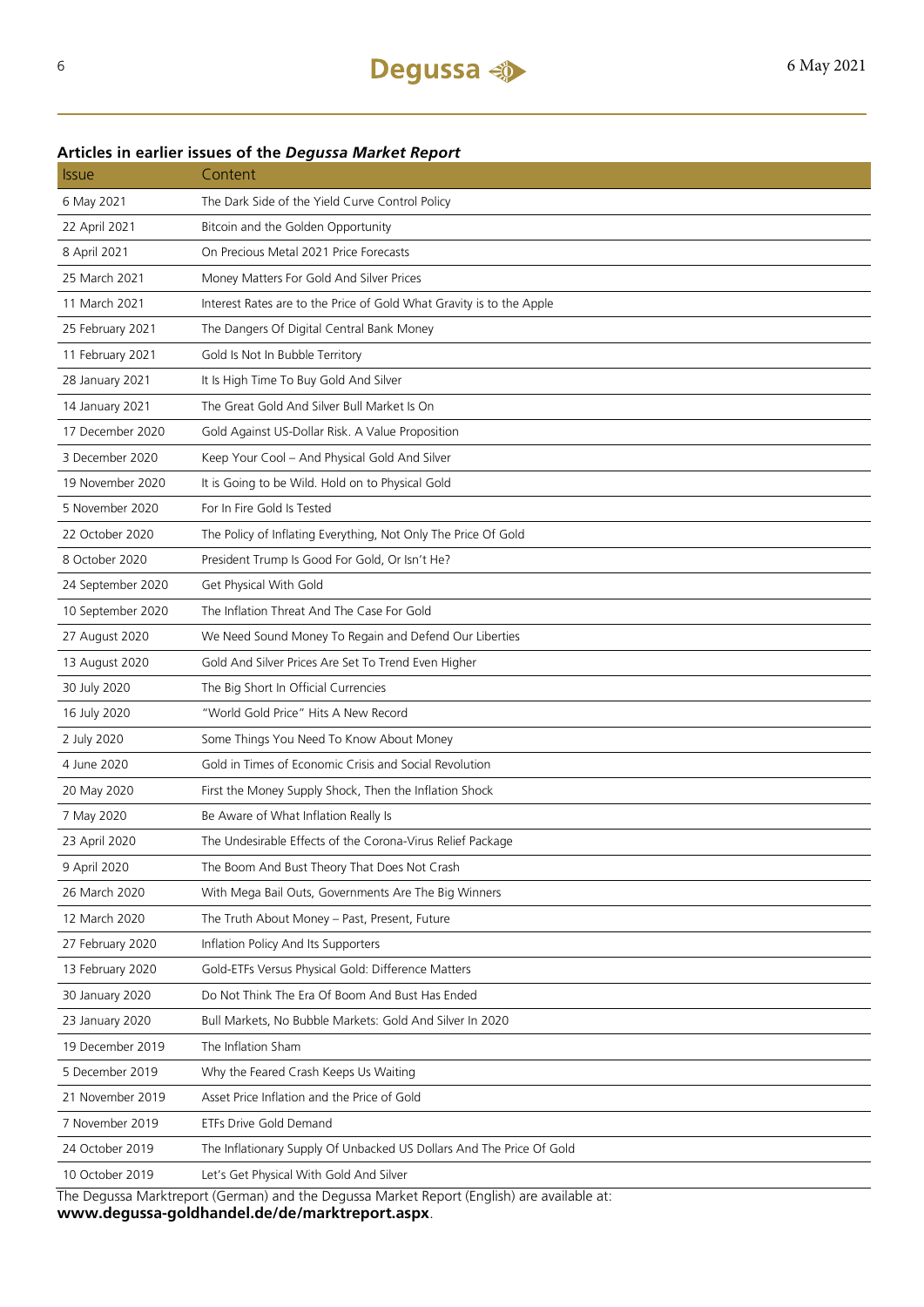### Articles in earlier issues of the *Degussa Market Report*

| Issue | Content |
|---|---|
| 6 May 2021 | The Dark Side of the Yield Curve Control Policy |
| 22 April 2021 | Bitcoin and the Golden Opportunity |
| 8 April 2021 | On Precious Metal 2021 Price Forecasts |
| 25 March 2021 | Money Matters For Gold And Silver Prices |
| 11 March 2021 | Interest Rates are to the Price of Gold What Gravity is to the Apple |
| 25 February 2021 | The Dangers Of Digital Central Bank Money |
| 11 February 2021 | Gold Is Not In Bubble Territory |
| 28 January 2021 | It Is High Time To Buy Gold And Silver |
| 14 January 2021 | The Great Gold And Silver Bull Market Is On |
| 17 December 2020 | Gold Against US-Dollar Risk. A Value Proposition |
| 3 December 2020 | Keep Your Cool – And Physical Gold And Silver |
| 19 November 2020 | It is Going to be Wild. Hold on to Physical Gold |
| 5 November 2020 | For In Fire Gold Is Tested |
| 22 October 2020 | The Policy of Inflating Everything, Not Only The Price Of Gold |
| 8 October 2020 | President Trump Is Good For Gold, Or Isn't He? |
| 24 September 2020 | Get Physical With Gold |
| 10 September 2020 | The Inflation Threat And The Case For Gold |
| 27 August 2020 | We Need Sound Money To Regain and Defend Our Liberties |
| 13 August 2020 | Gold And Silver Prices Are Set To Trend Even Higher |
| 30 July 2020 | The Big Short In Official Currencies |
| 16 July 2020 | "World Gold Price" Hits A New Record |
| 2 July 2020 | Some Things You Need To Know About Money |
| 4 June 2020 | Gold in Times of Economic Crisis and Social Revolution |
| 20 May 2020 | First the Money Supply Shock, Then the Inflation Shock |
| 7 May 2020 | Be Aware of What Inflation Really Is |
| 23 April 2020 | The Undesirable Effects of the Corona-Virus Relief Package |
| 9 April 2020 | The Boom And Bust Theory That Does Not Crash |
| 26 March 2020 | With Mega Bail Outs, Governments Are The Big Winners |
| 12 March 2020 | The Truth About Money – Past, Present, Future |
| 27 February 2020 | Inflation Policy And Its Supporters |
| 13 February 2020 | Gold-ETFs Versus Physical Gold: Difference Matters |
| 30 January 2020 | Do Not Think The Era Of Boom And Bust Has Ended |
| 23 January 2020 | Bull Markets, No Bubble Markets: Gold And Silver In 2020 |
| 19 December 2019 | The Inflation Sham |
| 5 December 2019 | Why the Feared Crash Keeps Us Waiting |
| 21 November 2019 | Asset Price Inflation and the Price of Gold |
| 7 November 2019 | ETFs Drive Gold Demand |
| 24 October 2019 | The Inflationary Supply Of Unbacked US Dollars And The Price Of Gold |
| 10 October 2019 | Let's Get Physical With Gold And Silver |

The Degussa Marktreport (German) and the Degussa Market Report (English) are available at:
**www.degussa-goldhandel.de/de/marktreport.aspx**.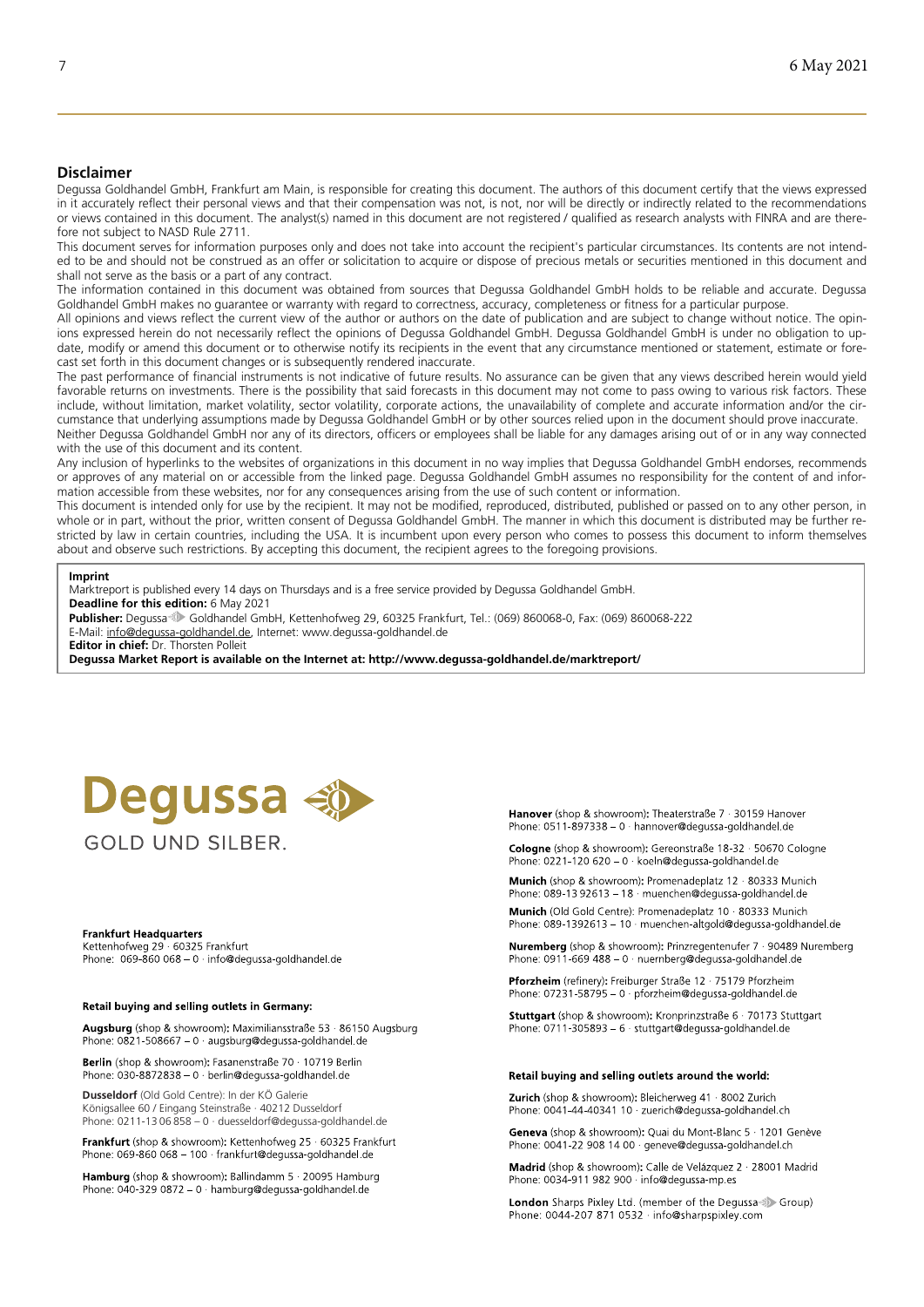## Disclaimer

Degussa Goldhandel GmbH, Frankfurt am Main, is responsible for creating this document. The authors of this document certify that the views expressed in it accurately reflect their personal views and that their compensation was not, is not, nor will be directly or indirectly related to the recommendations or views contained in this document. The analyst(s) named in this document are not registered / qualified as research analysts with FINRA and are therefore not subject to NASD Rule 2711.

This document serves for information purposes only and does not take into account the recipient's particular circumstances. Its contents are not intended to be and should not be construed as an offer or solicitation to acquire or dispose of precious metals or securities mentioned in this document and shall not serve as the basis or a part of any contract.

The information contained in this document was obtained from sources that Degussa Goldhandel GmbH holds to be reliable and accurate. Degussa Goldhandel GmbH makes no guarantee or warranty with regard to correctness, accuracy, completeness or fitness for a particular purpose.

All opinions and views reflect the current view of the author or authors on the date of publication and are subject to change without notice. The opinions expressed herein do not necessarily reflect the opinions of Degussa Goldhandel GmbH. Degussa Goldhandel GmbH is under no obligation to update, modify or amend this document or to otherwise notify its recipients in the event that any circumstance mentioned or statement, estimate or forecast set forth in this document changes or is subsequently rendered inaccurate.

The past performance of financial instruments is not indicative of future results. No assurance can be given that any views described herein would yield favorable returns on investments. There is the possibility that said forecasts in this document may not come to pass owing to various risk factors. These include, without limitation, market volatility, sector volatility, corporate actions, the unavailability of complete and accurate information and/or the circumstance that underlying assumptions made by Degussa Goldhandel GmbH or by other sources relied upon in the document should prove inaccurate.

Neither Degussa Goldhandel GmbH nor any of its directors, officers or employees shall be liable for any damages arising out of or in any way connected with the use of this document and its content.

Any inclusion of hyperlinks to the websites of organizations in this document in no way implies that Degussa Goldhandel GmbH endorses, recommends or approves of any material on or accessible from the linked page. Degussa Goldhandel GmbH assumes no responsibility for the content of and information accessible from these websites, nor for any consequences arising from the use of such content or information.

This document is intended only for use by the recipient. It may not be modified, reproduced, distributed, published or passed on to any other person, in whole or in part, without the prior, written consent of Degussa Goldhandel GmbH. The manner in which this document is distributed may be further restricted by law in certain countries, including the USA. It is incumbent upon every person who comes to possess this document to inform themselves about and observe such restrictions. By accepting this document, the recipient agrees to the foregoing provisions.

**Imprint**
Marktreport is published every 14 days on Thursdays and is a free service provided by Degussa Goldhandel GmbH.
**Deadline for this edition:** 6 May 2021
**Publisher:** Degussa Goldhandel GmbH, Kettenhofweg 29, 60325 Frankfurt, Tel.: (069) 860068-0, Fax: (069) 860068-222
E-Mail: info@degussa-goldhandel.de, Internet: www.degussa-goldhandel.de
**Editor in chief:** Dr. Thorsten Polleit
**Degussa Market Report is available on the Internet at: http://www.degussa-goldhandel.de/marktreport/**

**Degussa**
GOLD UND SILBER.

**Frankfurt Headquarters**
Kettenhofweg 29 · 60325 Frankfurt
Phone: 069-860 068 – 0 · info@degussa-goldhandel.de

**Retail buying and selling outlets in Germany:**

**Augsburg** (shop & showroom)**:** Maximiliansstraße 53 · 86150 Augsburg
Phone: 0821-508667 – 0 · augsburg@degussa-goldhandel.de

**Berlin** (shop & showroom)**:** Fasanenstraße 70 · 10719 Berlin
Phone: 030-8872838 – 0 · berlin@degussa-goldhandel.de

**Dusseldorf** (Old Gold Centre): In der KÖ Galerie
Königsallee 60 / Eingang Steinstraße · 40212 Dusseldorf
Phone: 0211-13 06 858 – 0 · duesseldorf@degussa-goldhandel.de

**Frankfurt** (shop & showroom)**:** Kettenhofweg 25 · 60325 Frankfurt
Phone: 069-860 068 – 100 · frankfurt@degussa-goldhandel.de

**Hamburg** (shop & showroom)**:** Ballindamm 5 · 20095 Hamburg
Phone: 040-329 0872 – 0 · hamburg@degussa-goldhandel.de

**Hanover** (shop & showroom)**:** Theaterstraße 7 · 30159 Hanover
Phone: 0511-897338 – 0 · hannover@degussa-goldhandel.de

**Cologne** (shop & showroom)**:** Gereonstraße 18-32 · 50670 Cologne
Phone: 0221-120 620 – 0 · koeln@degussa-goldhandel.de

**Munich** (shop & showroom)**:** Promenadeplatz 12 · 80333 Munich
Phone: 089-13 92613 – 18 · muenchen@degussa-goldhandel.de

**Munich** (Old Gold Centre): Promenadeplatz 10 · 80333 Munich
Phone: 089-1392613 – 10 · muenchen-altgold@degussa-goldhandel.de

**Nuremberg** (shop & showroom)**:** Prinzregentenufer 7 · 90489 Nuremberg
Phone: 0911-669 488 – 0 · nuernberg@degussa-goldhandel.de

**Pforzheim** (refinery)**:** Freiburger Straße 12 · 75179 Pforzheim
Phone: 07231-58795 – 0 · pforzheim@degussa-goldhandel.de

**Stuttgart** (shop & showroom)**:** Kronprinzstraße 6 · 70173 Stuttgart
Phone: 0711-305893 – 6 · stuttgart@degussa-goldhandel.de

**Retail buying and selling outlets around the world:**

**Zurich** (shop & showroom)**:** Bleicherweg 41 · 8002 Zurich
Phone: 0041-44-40341 10 · zuerich@degussa-goldhandel.ch

**Geneva** (shop & showroom)**:** Quai du Mont-Blanc 5 · 1201 Genève
Phone: 0041-22 908 14 00 · geneve@degussa-goldhandel.ch

**Madrid** (shop & showroom)**:** Calle de Velázquez 2 · 28001 Madrid
Phone: 0034-911 982 900 · info@degussa-mp.es

**London** Sharps Pixley Ltd. (member of the Degussa Group)
Phone: 0044-207 871 0532 · info@sharpspixley.com